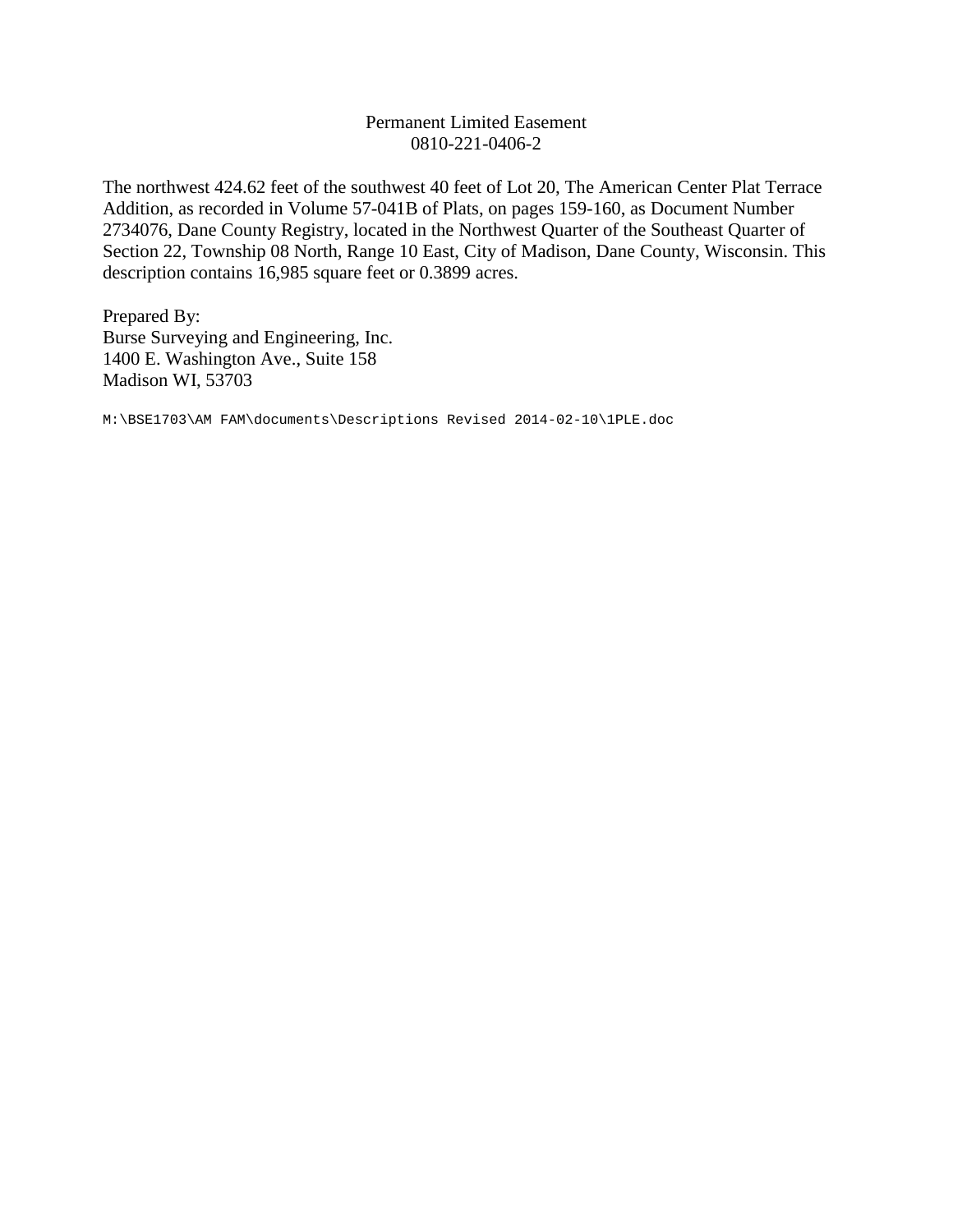Permanent Limited Easement
0810-221-0406-2

The northwest 424.62 feet of the southwest 40 feet of Lot 20, The American Center Plat Terrace Addition, as recorded in Volume 57-041B of Plats, on pages 159-160, as Document Number 2734076, Dane County Registry, located in the Northwest Quarter of the Southeast Quarter of Section 22, Township 08 North, Range 10 East, City of Madison, Dane County, Wisconsin. This description contains 16,985 square feet or 0.3899 acres.

Prepared By:
Burse Surveying and Engineering, Inc.
1400 E. Washington Ave., Suite 158
Madison WI, 53703

M:\BSE1703\AM FAM\documents\Descriptions Revised 2014-02-10\1PLE.doc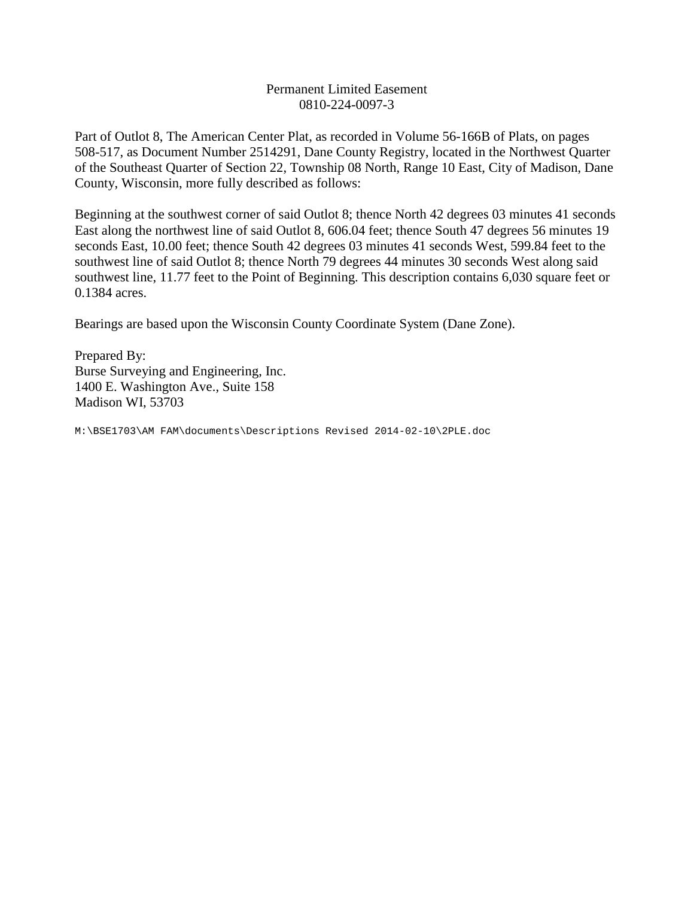Permanent Limited Easement
0810-224-0097-3

Part of Outlot 8, The American Center Plat, as recorded in Volume 56-166B of Plats, on pages 508-517, as Document Number 2514291, Dane County Registry, located in the Northwest Quarter of the Southeast Quarter of Section 22, Township 08 North, Range 10 East, City of Madison, Dane County, Wisconsin, more fully described as follows:

Beginning at the southwest corner of said Outlot 8; thence North 42 degrees 03 minutes 41 seconds East along the northwest line of said Outlot 8, 606.04 feet; thence South 47 degrees 56 minutes 19 seconds East, 10.00 feet; thence South 42 degrees 03 minutes 41 seconds West, 599.84 feet to the southwest line of said Outlot 8; thence North 79 degrees 44 minutes 30 seconds West along said southwest line, 11.77 feet to the Point of Beginning. This description contains 6,030 square feet or 0.1384 acres.

Bearings are based upon the Wisconsin County Coordinate System (Dane Zone).

Prepared By:
Burse Surveying and Engineering, Inc.
1400 E. Washington Ave., Suite 158
Madison WI, 53703

M:\BSE1703\AM FAM\documents\Descriptions Revised 2014-02-10\2PLE.doc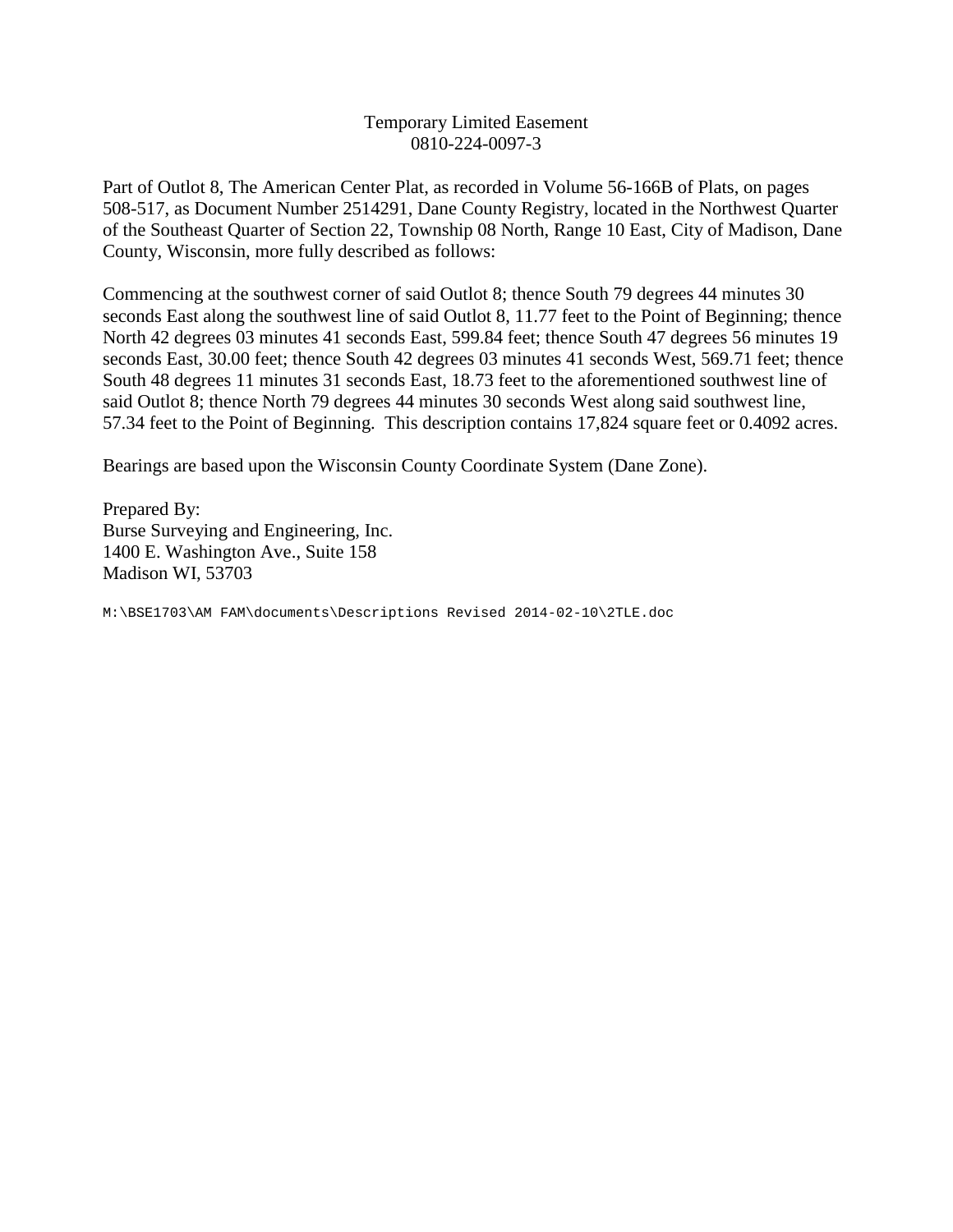Temporary Limited Easement
0810-224-0097-3

Part of Outlot 8, The American Center Plat, as recorded in Volume 56-166B of Plats, on pages 508-517, as Document Number 2514291, Dane County Registry, located in the Northwest Quarter of the Southeast Quarter of Section 22, Township 08 North, Range 10 East, City of Madison, Dane County, Wisconsin, more fully described as follows:

Commencing at the southwest corner of said Outlot 8; thence South 79 degrees 44 minutes 30 seconds East along the southwest line of said Outlot 8, 11.77 feet to the Point of Beginning; thence North 42 degrees 03 minutes 41 seconds East, 599.84 feet; thence South 47 degrees 56 minutes 19 seconds East, 30.00 feet; thence South 42 degrees 03 minutes 41 seconds West, 569.71 feet; thence South 48 degrees 11 minutes 31 seconds East, 18.73 feet to the aforementioned southwest line of said Outlot 8; thence North 79 degrees 44 minutes 30 seconds West along said southwest line, 57.34 feet to the Point of Beginning. This description contains 17,824 square feet or 0.4092 acres.

Bearings are based upon the Wisconsin County Coordinate System (Dane Zone).

Prepared By:
Burse Surveying and Engineering, Inc.
1400 E. Washington Ave., Suite 158
Madison WI, 53703

M:\BSE1703\AM FAM\documents\Descriptions Revised 2014-02-10\2TLE.doc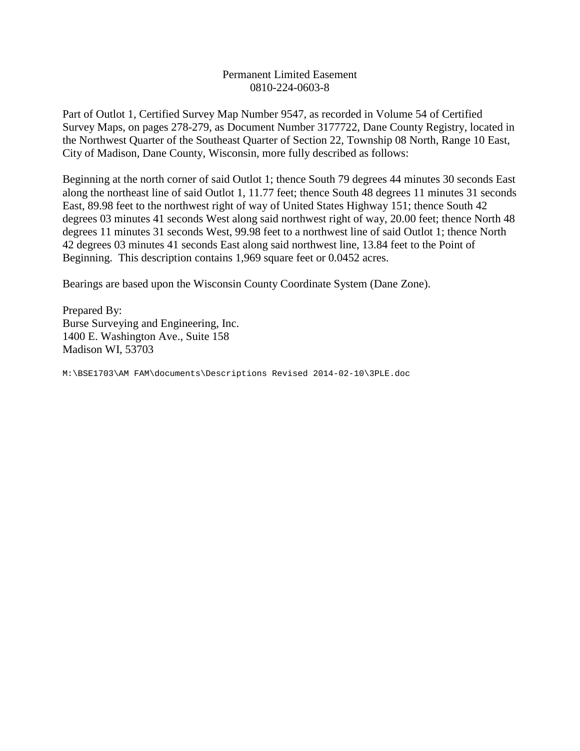Permanent Limited Easement
0810-224-0603-8

Part of Outlot 1, Certified Survey Map Number 9547, as recorded in Volume 54 of Certified Survey Maps, on pages 278-279, as Document Number 3177722, Dane County Registry, located in the Northwest Quarter of the Southeast Quarter of Section 22, Township 08 North, Range 10 East, City of Madison, Dane County, Wisconsin, more fully described as follows:

Beginning at the north corner of said Outlot 1; thence South 79 degrees 44 minutes 30 seconds East along the northeast line of said Outlot 1, 11.77 feet; thence South 48 degrees 11 minutes 31 seconds East, 89.98 feet to the northwest right of way of United States Highway 151; thence South 42 degrees 03 minutes 41 seconds West along said northwest right of way, 20.00 feet; thence North 48 degrees 11 minutes 31 seconds West, 99.98 feet to a northwest line of said Outlot 1; thence North 42 degrees 03 minutes 41 seconds East along said northwest line, 13.84 feet to the Point of Beginning. This description contains 1,969 square feet or 0.0452 acres.

Bearings are based upon the Wisconsin County Coordinate System (Dane Zone).

Prepared By:
Burse Surveying and Engineering, Inc.
1400 E. Washington Ave., Suite 158
Madison WI, 53703

M:\BSE1703\AM FAM\documents\Descriptions Revised 2014-02-10\3PLE.doc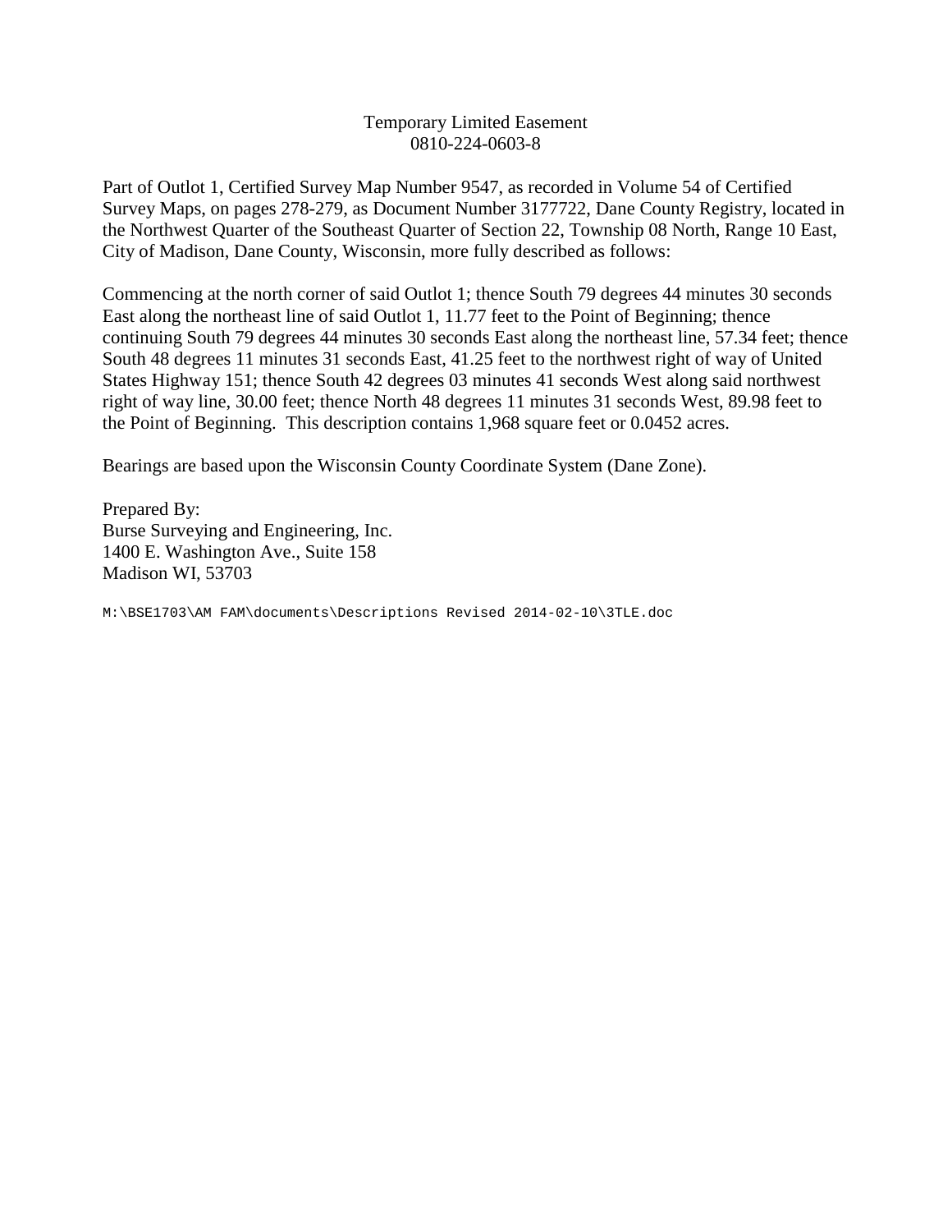# Temporary Limited Easement
## 0810-224-0603-8

Part of Outlot 1, Certified Survey Map Number 9547, as recorded in Volume 54 of Certified Survey Maps, on pages 278-279, as Document Number 3177722, Dane County Registry, located in the Northwest Quarter of the Southeast Quarter of Section 22, Township 08 North, Range 10 East, City of Madison, Dane County, Wisconsin, more fully described as follows:

Commencing at the north corner of said Outlot 1; thence South 79 degrees 44 minutes 30 seconds East along the northeast line of said Outlot 1, 11.77 feet to the Point of Beginning; thence continuing South 79 degrees 44 minutes 30 seconds East along the northeast line, 57.34 feet; thence South 48 degrees 11 minutes 31 seconds East, 41.25 feet to the northwest right of way of United States Highway 151; thence South 42 degrees 03 minutes 41 seconds West along said northwest right of way line, 30.00 feet; thence North 48 degrees 11 minutes 31 seconds West, 89.98 feet to the Point of Beginning. This description contains 1,968 square feet or 0.0452 acres.

Bearings are based upon the Wisconsin County Coordinate System (Dane Zone).

Prepared By:
Burse Surveying and Engineering, Inc.
1400 E. Washington Ave., Suite 158
Madison WI, 53703

M:\BSE1703\AM FAM\documents\Descriptions Revised 2014-02-10\3TLE.doc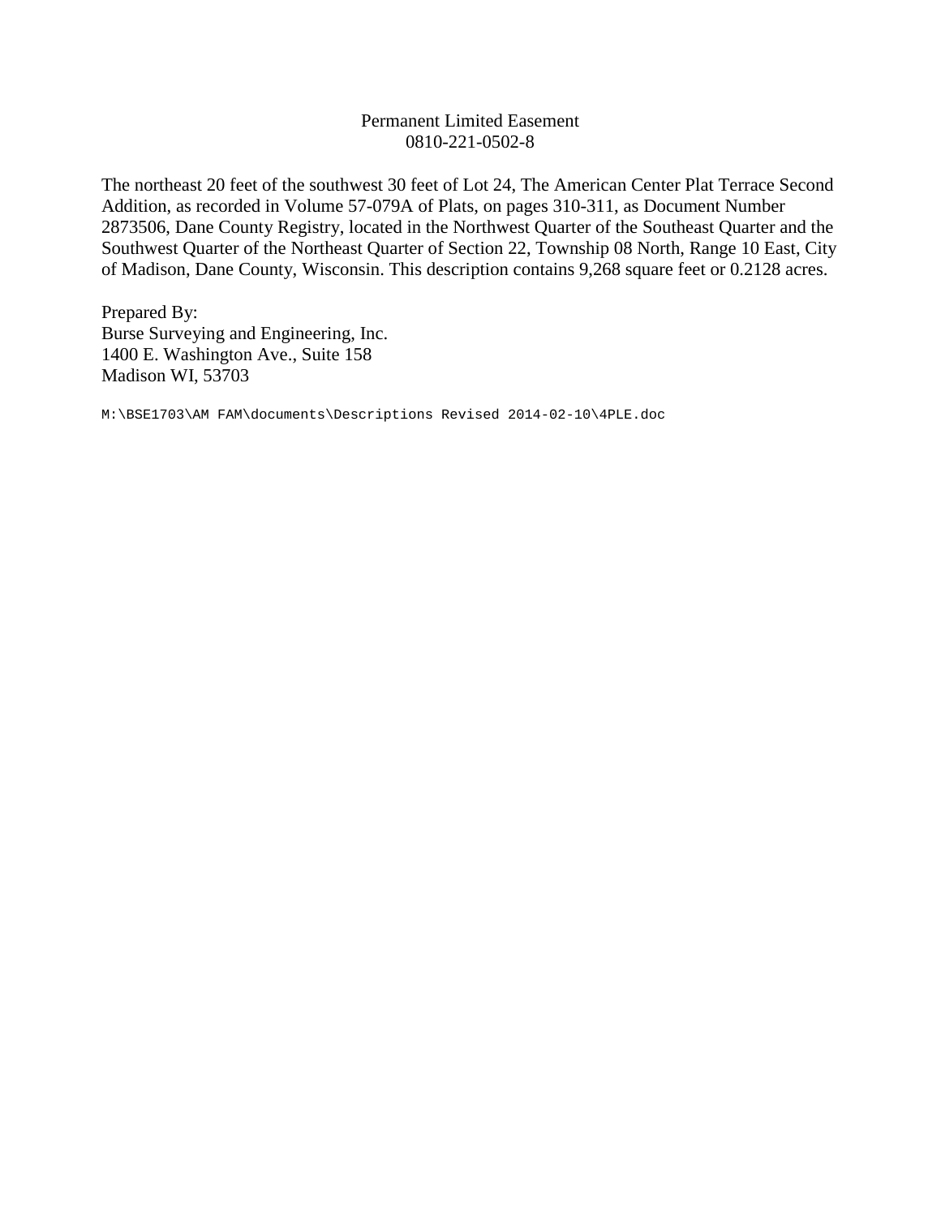Permanent Limited Easement
0810-221-0502-8

The northeast 20 feet of the southwest 30 feet of Lot 24, The American Center Plat Terrace Second Addition, as recorded in Volume 57-079A of Plats, on pages 310-311, as Document Number 2873506, Dane County Registry, located in the Northwest Quarter of the Southeast Quarter and the Southwest Quarter of the Northeast Quarter of Section 22, Township 08 North, Range 10 East, City of Madison, Dane County, Wisconsin. This description contains 9,268 square feet or 0.2128 acres.

Prepared By:
Burse Surveying and Engineering, Inc.
1400 E. Washington Ave., Suite 158
Madison WI, 53703

M:\BSE1703\AM FAM\documents\Descriptions Revised 2014-02-10\4PLE.doc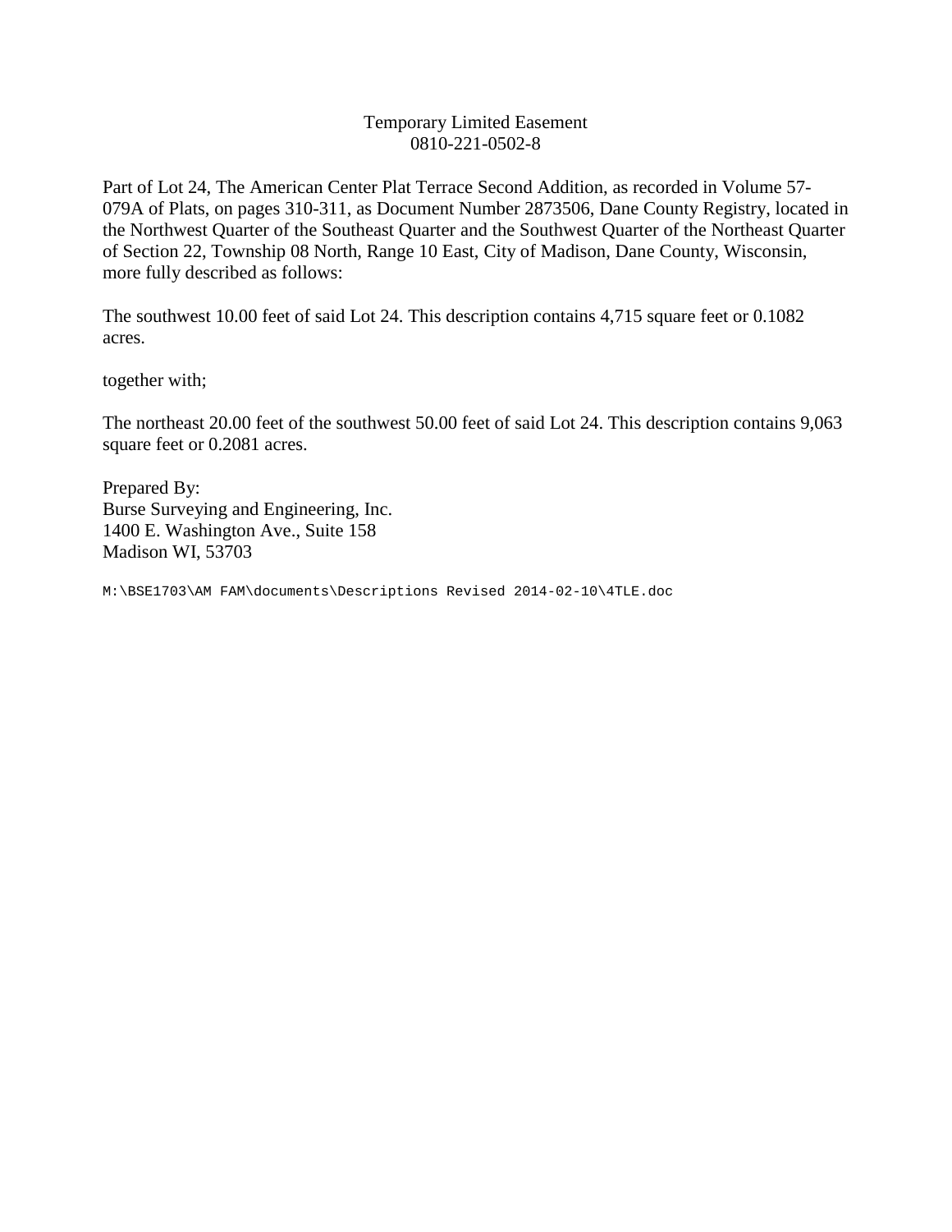# Temporary Limited Easement
# 0810-221-0502-8

Part of Lot 24, The American Center Plat Terrace Second Addition, as recorded in Volume 57-079A of Plats, on pages 310-311, as Document Number 2873506, Dane County Registry, located in the Northwest Quarter of the Southeast Quarter and the Southwest Quarter of the Northeast Quarter of Section 22, Township 08 North, Range 10 East, City of Madison, Dane County, Wisconsin, more fully described as follows:

The southwest 10.00 feet of said Lot 24. This description contains 4,715 square feet or 0.1082 acres.

together with;

The northeast 20.00 feet of the southwest 50.00 feet of said Lot 24. This description contains 9,063 square feet or 0.2081 acres.

Prepared By:
Burse Surveying and Engineering, Inc.
1400 E. Washington Ave., Suite 158
Madison WI, 53703

M:\BSE1703\AM FAM\documents\Descriptions Revised 2014-02-10\4TLE.doc